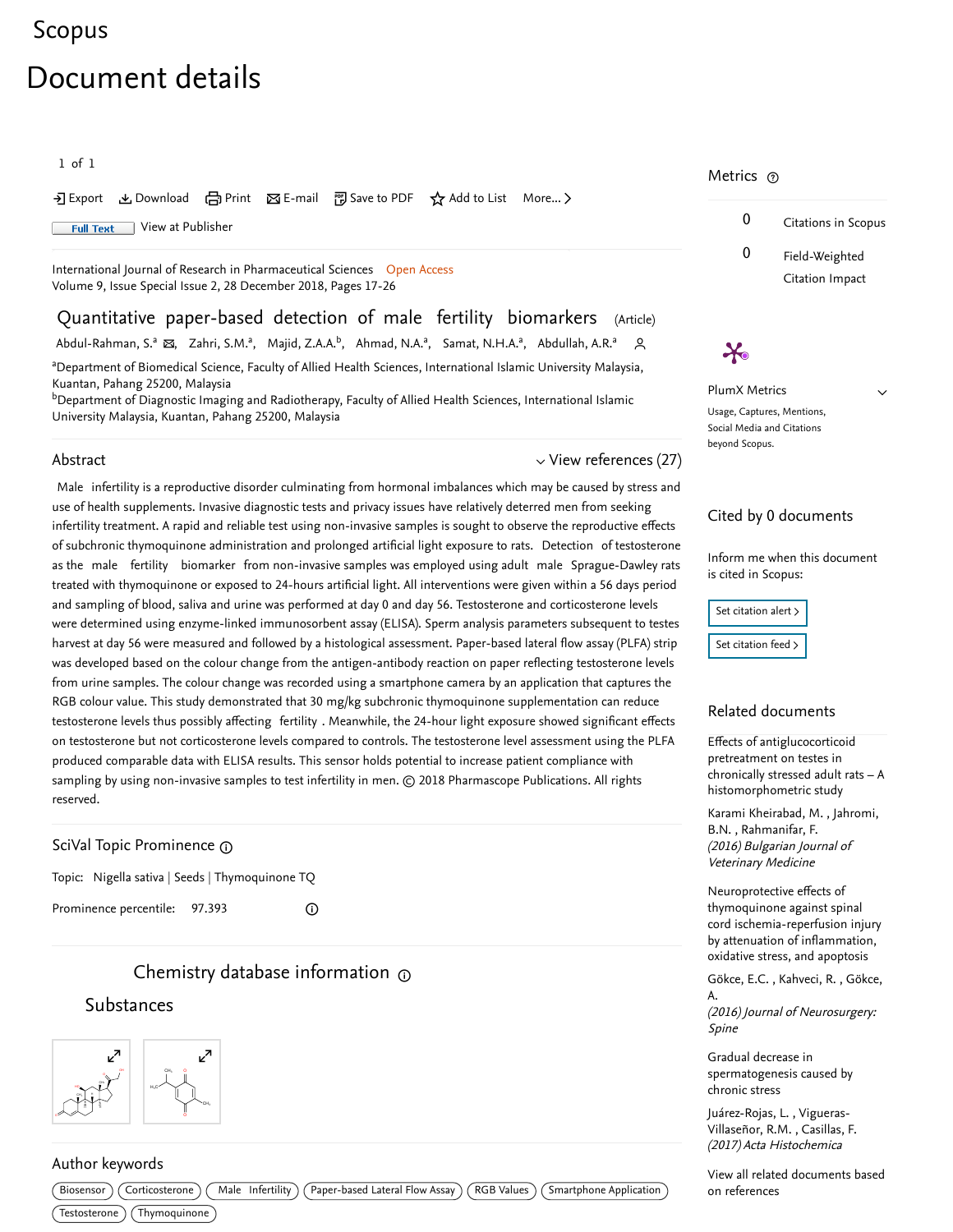Scopus

# Document details

1 of 1

Export Download Print E-mail Save to PDF Add to List More...

Full Text View at Publisher

International Journal of Research in Pharmaceutical Sciences Open Access
Volume 9, Issue Special Issue 2, 28 December 2018, Pages 17-26

## Quantitative paper-based detection of male fertility biomarkers (Article)

Abdul-Rahman, S.[a], Zahri, S.M.[a], Majid, Z.A.A.[b], Ahmad, N.A.[a], Samat, N.H.A.[a], Abdullah, A.R.[a]

[a]Department of Biomedical Science, Faculty of Allied Health Sciences, International Islamic University Malaysia, Kuantan, Pahang 25200, Malaysia
[b]Department of Diagnostic Imaging and Radiotherapy, Faculty of Allied Health Sciences, International Islamic University Malaysia, Kuantan, Pahang 25200, Malaysia

### Abstract

View references (27)

Male infertility is a reproductive disorder culminating from hormonal imbalances which may be caused by stress and use of health supplements. Invasive diagnostic tests and privacy issues have relatively deterred men from seeking infertility treatment. A rapid and reliable test using non-invasive samples is sought to observe the reproductive effects of subchronic thymoquinone administration and prolonged artificial light exposure to rats. Detection of testosterone as the male fertility biomarker from non-invasive samples was employed using adult male Sprague-Dawley rats treated with thymoquinone or exposed to 24-hours artificial light. All interventions were given within a 56 days period and sampling of blood, saliva and urine was performed at day 0 and day 56. Testosterone and corticosterone levels were determined using enzyme-linked immunosorbent assay (ELISA). Sperm analysis parameters subsequent to testes harvest at day 56 were measured and followed by a histological assessment. Paper-based lateral flow assay (PLFA) strip was developed based on the colour change from the antigen-antibody reaction on paper reflecting testosterone levels from urine samples. The colour change was recorded using a smartphone camera by an application that captures the RGB colour value. This study demonstrated that 30 mg/kg subchronic thymoquinone supplementation can reduce testosterone levels thus possibly affecting fertility . Meanwhile, the 24-hour light exposure showed significant effects on testosterone but not corticosterone levels compared to controls. The testosterone level assessment using the PLFA produced comparable data with ELISA results. This sensor holds potential to increase patient compliance with sampling by using non-invasive samples to test infertility in men. © 2018 Pharmascope Publications. All rights reserved.

### SciVal Topic Prominence

Topic: Nigella sativa | Seeds | Thymoquinone TQ

Prominence percentile: 97.393

### Chemistry database information

#### Substances

### Author keywords

Biosensor | Corticosterone | Male Infertility | Paper-based Lateral Flow Assay | RGB Values | Smartphone Application | Testosterone | Thymoquinone

### Metrics

0 Citations in Scopus

0 Field-Weighted Citation Impact

PlumX Metrics

Usage, Captures, Mentions, Social Media and Citations beyond Scopus.

### Cited by 0 documents

Inform me when this document is cited in Scopus:

Set citation alert >

Set citation feed >

### Related documents

Effects of antiglucocorticoid pretreatment on testes in chronically stressed adult rats – A histomorphometric study

Karami Kheirabad, M. , Jahromi, B.N. , Rahmanifar, F.
*(2016) Bulgarian Journal of Veterinary Medicine*

Neuroprotective effects of thymoquinone against spinal cord ischemia-reperfusion injury by attenuation of inflammation, oxidative stress, and apoptosis

Gökce, E.C. , Kahveci, R. , Gökce, A.
*(2016) Journal of Neurosurgery: Spine*

Gradual decrease in spermatogenesis caused by chronic stress

Juárez-Rojas, L. , Vigueras-Villaseñor, R.M. , Casillas, F.
*(2017) Acta Histochemica*

View all related documents based on references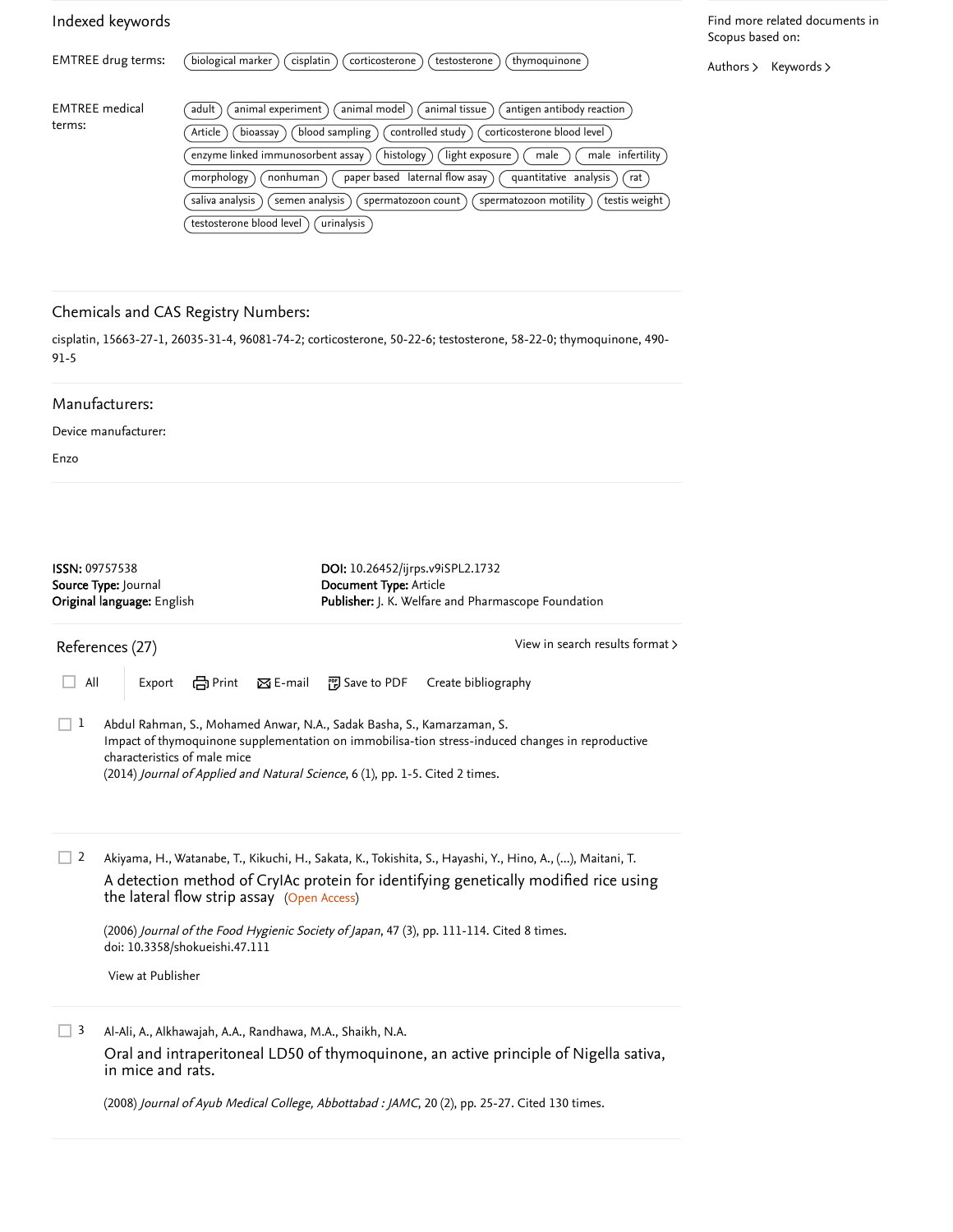## Indexed keywords

**EMTREE drug terms:** biological marker, cisplatin, corticosterone, testosterone, thymoquinone

**EMTREE medical terms:** adult, animal experiment, animal model, animal tissue, antigen antibody reaction, Article, bioassay, blood sampling, controlled study, corticosterone blood level, enzyme linked immunosorbent assay, histology, light exposure, male, male infertility, morphology, nonhuman, paper based laternal flow asay, quantitative analysis, rat, saliva analysis, semen analysis, spermatozoon count, spermatozoon motility, testis weight, testosterone blood level, urinalysis

Find more related documents in Scopus based on:

Authors > Keywords >

## Chemicals and CAS Registry Numbers:

cisplatin, 15663-27-1, 26035-31-4, 96081-74-2; corticosterone, 50-22-6; testosterone, 58-22-0; thymoquinone, 490-91-5

## Manufacturers:

Device manufacturer:

Enzo

**ISSN:** 09757538
**Source Type:** Journal
**Original language:** English

**DOI:** 10.26452/ijrps.v9iSPL2.1732
**Document Type:** Article
**Publisher:** J. K. Welfare and Pharmascope Foundation

## References (27)

View in search results format >

All Export Print E-mail Save to PDF Create bibliography

1 Abdul Rahman, S., Mohamed Anwar, N.A., Sadak Basha, S., Kamarzaman, S.
Impact of thymoquinone supplementation on immobilisa-tion stress-induced changes in reproductive characteristics of male mice
(2014) *Journal of Applied and Natural Science*, 6 (1), pp. 1-5. Cited 2 times.

2 Akiyama, H., Watanabe, T., Kikuchi, H., Sakata, K., Tokishita, S., Hayashi, Y., Hino, A., (...), Maitani, T.
A detection method of CryIAc protein for identifying genetically modified rice using the lateral flow strip assay (Open Access)
(2006) *Journal of the Food Hygienic Society of Japan*, 47 (3), pp. 111-114. Cited 8 times.
doi: 10.3358/shokueishi.47.111

View at Publisher

3 Al-Ali, A., Alkhawajah, A.A., Randhawa, M.A., Shaikh, N.A.
Oral and intraperitoneal LD50 of thymoquinone, an active principle of Nigella sativa, in mice and rats.
(2008) *Journal of Ayub Medical College, Abbottabad : JAMC*, 20 (2), pp. 25-27. Cited 130 times.